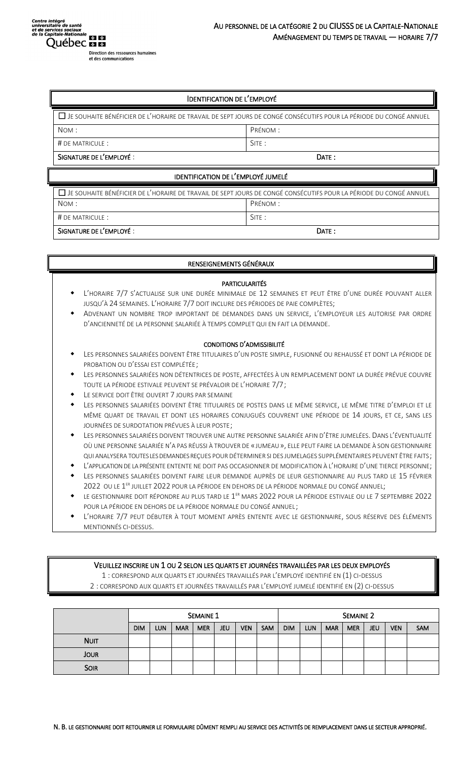Centre intégré universitaire de santé et de services sociaux de la Capitale-Nationale
Québec
Direction des ressources humaines et des communications

# Au personnel de la catégorie 2 du CIUSSS de la Capitale-Nationale
## Aménagement du temps de travail — horaire 7/7

### Identification de l'employé

☐ Je souhaite bénéficier de l'horaire de travail de sept jours de congé consécutifs pour la période du congé annuel

| Nom : | Prénom : |
|---|---|
| # de matricule : | Site : |
| **Signature de l'employé :** | **Date :** |

### Identification de l'employé jumelé

☐ Je souhaite bénéficier de l'horaire de travail de sept jours de congé consécutifs pour la période du congé annuel

| Nom : | Prénom : |
|---|---|
| # de matricule : | Site : |
| **Signature de l'employé :** | **Date :** |

### Renseignements généraux

#### Particularités

- L'horaire 7/7 s'actualise sur une durée minimale de 12 semaines et peut être d'une durée pouvant aller jusqu'à 24 semaines. L'horaire 7/7 doit inclure des périodes de paie complètes;
- Advenant un nombre trop important de demandes dans un service, l'employeur les autorise par ordre d'ancienneté de la personne salariée à temps complet qui en fait la demande.

#### Conditions d'admissibilité

- Les personnes salariées doivent être titulaires d'un poste simple, fusionné ou rehaussé et dont la période de probation ou d'essai est complétée;
- Les personnes salariées non détentrices de poste, affectées à un remplacement dont la durée prévue couvre toute la période estivale peuvent se prévaloir de l'horaire 7/7;
- Le service doit être ouvert 7 jours par semaine
- Les personnes salariées doivent être titulaires de postes dans le même service, le même titre d'emploi et le même quart de travail et dont les horaires conjugués couvrent une période de 14 jours, et ce, sans les journées de surdotation prévues à leur poste;
- Les personnes salariées doivent trouver une autre personne salariée afin d'être jumelées. Dans l'éventualité où une personne salariée n'a pas réussi à trouver de « jumeau », elle peut faire la demande à son gestionnaire qui analysera toutes les demandes reçues pour déterminer si des jumelages supplémentaires peuvent être faits;
- L'application de la présente entente ne doit pas occasionner de modification à l'horaire d'une tierce personne;
- Les personnes salariées doivent faire leur demande auprès de leur gestionnaire au plus tard le 15 février 2022 ou le 1er juillet 2022 pour la période en dehors de la période normale du congé annuel;
- Le gestionnaire doit répondre au plus tard le 1er mars 2022 pour la période estivale ou le 7 septembre 2022 pour la période en dehors de la période normale du congé annuel;
- L'horaire 7/7 peut débuter à tout moment après entente avec le gestionnaire, sous réserve des éléments mentionnés ci-dessus.

### Veuillez inscrire un 1 ou 2 selon les quarts et journées travaillées par les deux employés

1 : correspond aux quarts et journées travaillés par l'employé identifié en (1) ci-dessus
2 : correspond aux quarts et journées travaillés par l'employé jumelé identifié en (2) ci-dessus

| | Semaine 1 | | | | | | | Semaine 2 | | | | | | |
|---|---|---|---|---|---|---|---|---|---|---|---|---|---|---|
| | Dim | Lun | Mar | Mer | Jeu | Ven | Sam | Dim | Lun | Mar | Mer | Jeu | Ven | Sam |
| **Nuit** | | | | | | | | | | | | | | |
| **Jour** | | | | | | | | | | | | | | |
| **Soir** | | | | | | | | | | | | | | |

**N. B. Le gestionnaire doit retourner le formulaire dûment rempli au service des activités de remplacement dans le secteur approprié.**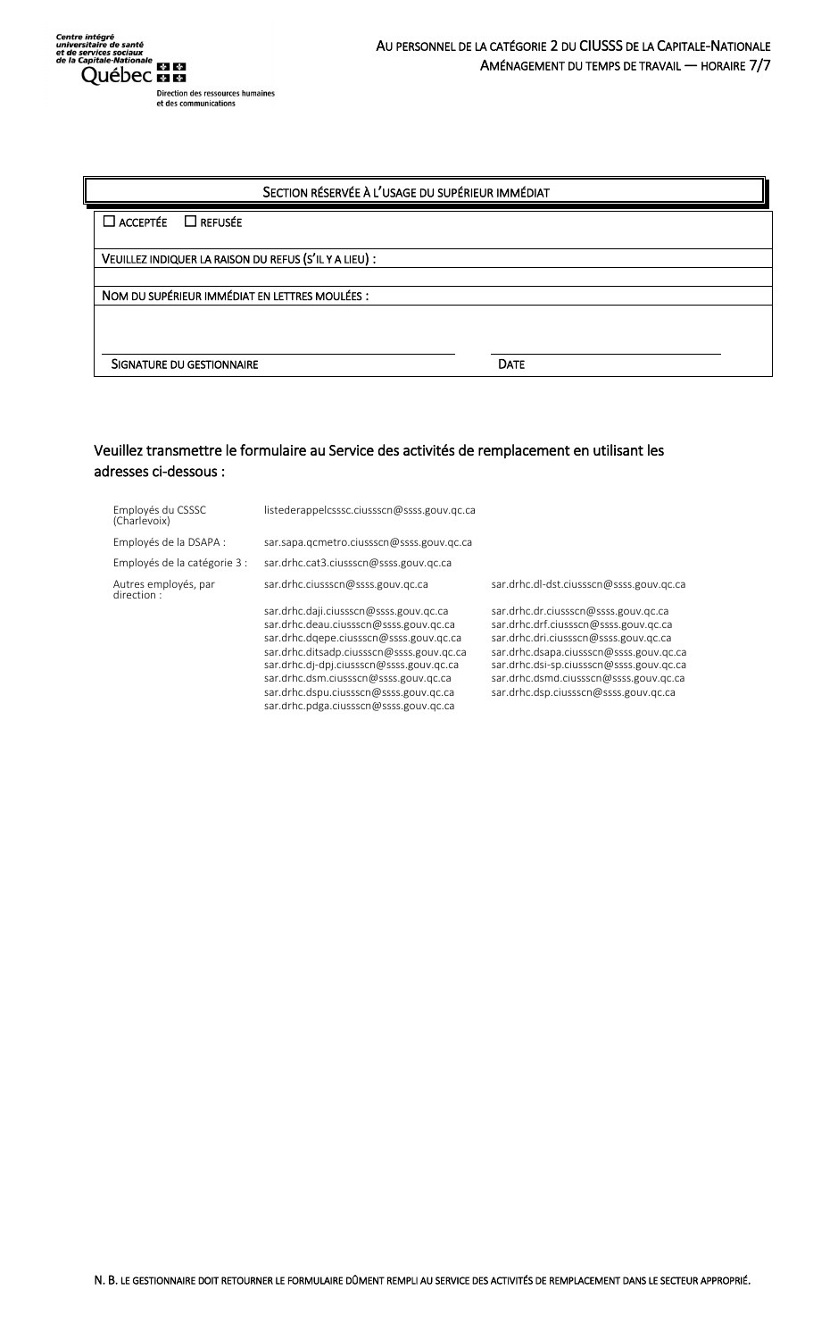## Section réservée à l'usage du supérieur immédiat

☐ Acceptée ☐ Refusée

Veuillez indiquer la raison du refus (s'il y a lieu) :

Nom du supérieur immédiat en lettres moulées :

Signature du gestionnaire

Date

### Veuillez transmettre le formulaire au Service des activités de remplacement en utilisant les adresses ci-dessous :

| | | |
|---|---|---|
| Employés du CSSSC (Charlevoix) | listederappelcsssc.ciussscn@ssss.gouv.qc.ca | |
| Employés de la DSAPA : | sar.sapa.qcmetro.ciussscn@ssss.gouv.qc.ca | |
| Employés de la catégorie 3 : | sar.drhc.cat3.ciussscn@ssss.gouv.qc.ca | |
| Autres employés, par direction : | sar.drhc.ciussscn@ssss.gouv.qc.ca | sar.drhc.dl-dst.ciussscn@ssss.gouv.qc.ca |
| | sar.drhc.daji.ciussscn@ssss.gouv.qc.ca | sar.drhc.dr.ciussscn@ssss.gouv.qc.ca |
| | sar.drhc.deau.ciussscn@ssss.gouv.qc.ca | sar.drhc.drf.ciussscn@ssss.gouv.qc.ca |
| | sar.drhc.dqepe.ciussscn@ssss.gouv.qc.ca | sar.drhc.dri.ciussscn@ssss.gouv.qc.ca |
| | sar.drhc.ditsadp.ciussscn@ssss.gouv.qc.ca | sar.drhc.dsapa.ciussscn@ssss.gouv.qc.ca |
| | sar.drhc.dj-dpj.ciussscn@ssss.gouv.qc.ca | sar.drhc.dsi-sp.ciussscn@ssss.gouv.qc.ca |
| | sar.drhc.dsm.ciussscn@ssss.gouv.qc.ca | sar.drhc.dsmd.ciussscn@ssss.gouv.qc.ca |
| | sar.drhc.dspu.ciussscn@ssss.gouv.qc.ca | sar.drhc.dsp.ciussscn@ssss.gouv.qc.ca |
| | sar.drhc.pdga.ciussscn@ssss.gouv.qc.ca | |

N. B. Le gestionnaire doit retourner le formulaire dûment rempli au Service des activités de remplacement dans le secteur approprié.